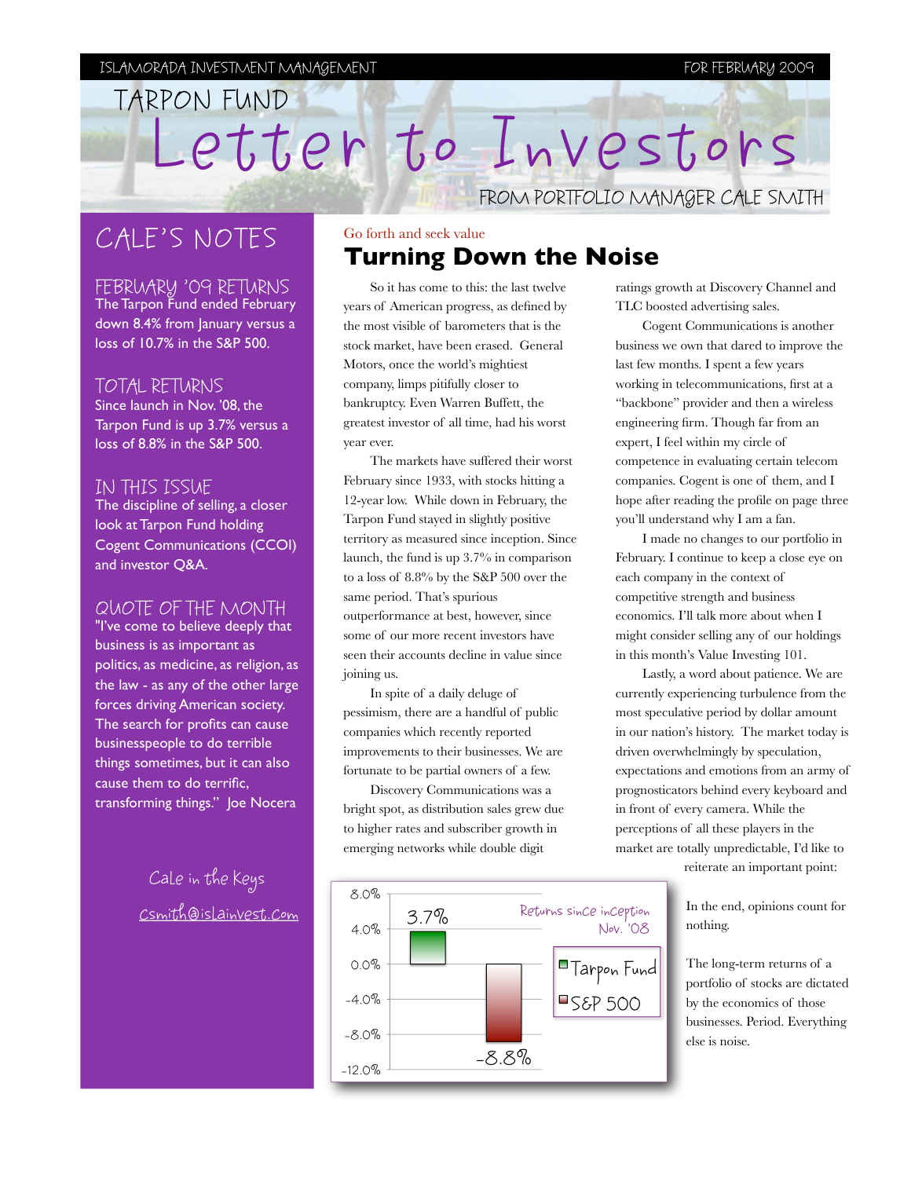ISLAMORADA INVESTMENT MANAGEMENT — FOR FEBRUARY 2009

# TARPON FUND Letter to Investors

FROM PORTFOLIO MANAGER CALE SMITH

## CALE'S NOTES

### FEBRUARY '09 RETURNS

The Tarpon Fund ended February down 8.4% from January versus a loss of 10.7% in the S&P 500.

### TOTAL RETURNS

Since launch in Nov. '08, the Tarpon Fund is up 3.7% versus a loss of 8.8% in the S&P 500.

### IN THIS ISSUE

The discipline of selling, a closer look at Tarpon Fund holding Cogent Communications (CCOI) and investor Q&A.

### QUOTE OF THE MONTH

"I've come to believe deeply that business is as important as politics, as medicine, as religion, as the law - as any of the other large forces driving American society. The search for profits can cause businesspeople to do terrible things sometimes, but it can also cause them to do terrific, transforming things." Joe Nocera

Cale in the Keys

csmith@islainvest.com

Go forth and seek value

## Turning Down the Noise

So it has come to this: the last twelve years of American progress, as defined by the most visible of barometers that is the stock market, have been erased. General Motors, once the world's mightiest company, limps pitifully closer to bankruptcy. Even Warren Buffett, the greatest investor of all time, had his worst year ever.

The markets have suffered their worst February since 1933, with stocks hitting a 12-year low. While down in February, the Tarpon Fund stayed in slightly positive territory as measured since inception. Since launch, the fund is up 3.7% in comparison to a loss of 8.8% by the S&P 500 over the same period. That's spurious outperformance at best, however, since some of our more recent investors have seen their accounts decline in value since joining us.

In spite of a daily deluge of pessimism, there are a handful of public companies which recently reported improvements to their businesses. We are fortunate to be partial owners of a few.

Discovery Communications was a bright spot, as distribution sales grew due to higher rates and subscriber growth in emerging networks while double digit ratings growth at Discovery Channel and TLC boosted advertising sales.

Cogent Communications is another business we own that dared to improve the last few months. I spent a few years working in telecommunications, first at a "backbone" provider and then a wireless engineering firm. Though far from an expert, I feel within my circle of competence in evaluating certain telecom companies. Cogent is one of them, and I hope after reading the profile on page three you'll understand why I am a fan.

I made no changes to our portfolio in February. I continue to keep a close eye on each company in the context of competitive strength and business economics. I'll talk more about when I might consider selling any of our holdings in this month's Value Investing 101.

Lastly, a word about patience. We are currently experiencing turbulence from the most speculative period by dollar amount in our nation's history. The market today is driven overwhelmingly by speculation, expectations and emotions from an army of prognosticators behind every keyboard and in front of every camera. While the perceptions of all these players in the market are totally unpredictable, I'd like to reiterate an important point:

In the end, opinions count for nothing.

The long-term returns of a portfolio of stocks are dictated by the economics of those businesses. Period. Everything else is noise.

Returns since inception Nov. '08

| | Return |
|---|---|
| Tarpon Fund | 3.7% |
| S&P 500 | -8.8% |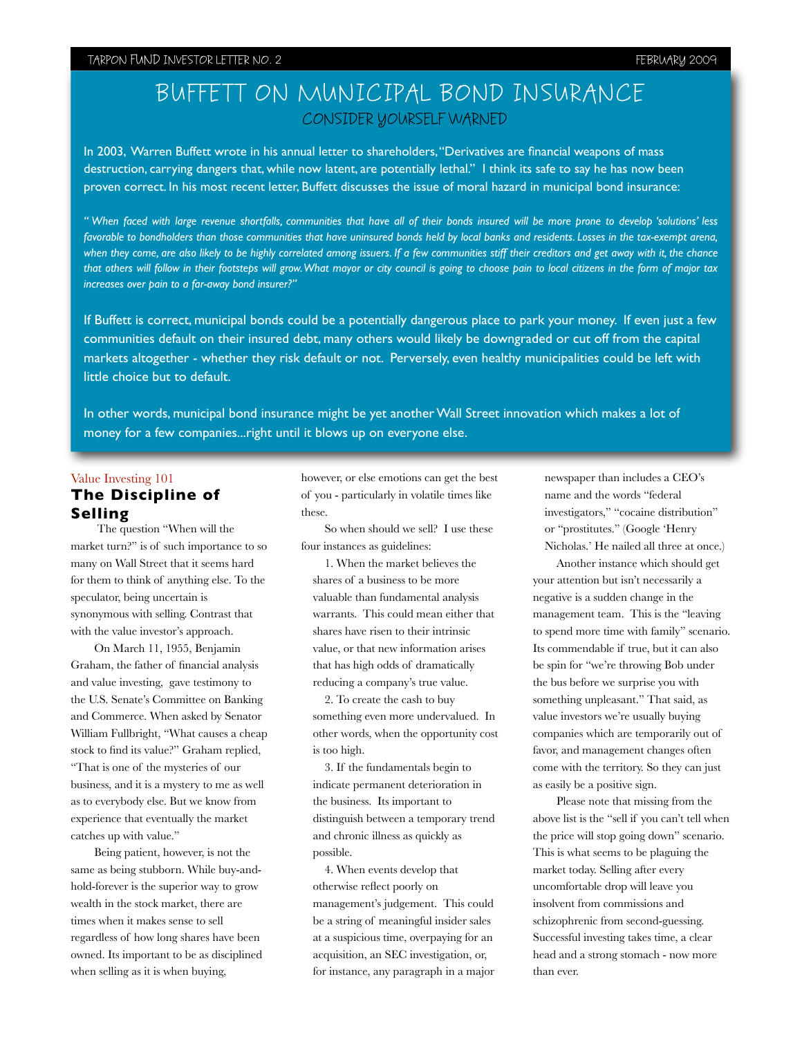# BUFFETT ON MUNICIPAL BOND INSURANCE

## CONSIDER YOURSELF WARNED

In 2003, Warren Buffett wrote in his annual letter to shareholders, "Derivatives are financial weapons of mass destruction, carrying dangers that, while now latent, are potentially lethal." I think its safe to say he has now been proven correct. In his most recent letter, Buffett discusses the issue of moral hazard in municipal bond insurance:

*" When faced with large revenue shortfalls, communities that have all of their bonds insured will be more prone to develop 'solutions' less favorable to bondholders than those communities that have uninsured bonds held by local banks and residents. Losses in the tax-exempt arena, when they come, are also likely to be highly correlated among issuers. If a few communities stiff their creditors and get away with it, the chance that others will follow in their footsteps will grow. What mayor or city council is going to choose pain to local citizens in the form of major tax increases over pain to a far-away bond insurer?"*

If Buffett is correct, municipal bonds could be a potentially dangerous place to park your money. If even just a few communities default on their insured debt, many others would likely be downgraded or cut off from the capital markets altogether - whether they risk default or not. Perversely, even healthy municipalities could be left with little choice but to default.

In other words, municipal bond insurance might be yet another Wall Street innovation which makes a lot of money for a few companies...right until it blows up on everyone else.

Value Investing 101

## The Discipline of Selling

The question "When will the market turn?" is of such importance to so many on Wall Street that it seems hard for them to think of anything else. To the speculator, being uncertain is synonymous with selling. Contrast that with the value investor's approach.

On March 11, 1955, Benjamin Graham, the father of financial analysis and value investing, gave testimony to the U.S. Senate's Committee on Banking and Commerce. When asked by Senator William Fullbright, "What causes a cheap stock to find its value?" Graham replied, "That is one of the mysteries of our business, and it is a mystery to me as well as to everybody else. But we know from experience that eventually the market catches up with value."

Being patient, however, is not the same as being stubborn. While buy-and-hold-forever is the superior way to grow wealth in the stock market, there are times when it makes sense to sell regardless of how long shares have been owned. Its important to be as disciplined when selling as it is when buying, however, or else emotions can get the best of you - particularly in volatile times like these.

So when should we sell? I use these four instances as guidelines:

1. When the market believes the shares of a business to be more valuable than fundamental analysis warrants. This could mean either that shares have risen to their intrinsic value, or that new information arises that has high odds of dramatically reducing a company's true value.
2. To create the cash to buy something even more undervalued. In other words, when the opportunity cost is too high.
3. If the fundamentals begin to indicate permanent deterioration in the business. Its important to distinguish between a temporary trend and chronic illness as quickly as possible.
4. When events develop that otherwise reflect poorly on management's judgement. This could be a string of meaningful insider sales at a suspicious time, overpaying for an acquisition, an SEC investigation, or, for instance, any paragraph in a major newspaper than includes a CEO's name and the words "federal investigators," "cocaine distribution" or "prostitutes." (Google 'Henry Nicholas.' He nailed all three at once.)

Another instance which should get your attention but isn't necessarily a negative is a sudden change in the management team. This is the "leaving to spend more time with family" scenario. Its commendable if true, but it can also be spin for "we're throwing Bob under the bus before we surprise you with something unpleasant." That said, as value investors we're usually buying companies which are temporarily out of favor, and management changes often come with the territory. So they can just as easily be a positive sign.

Please note that missing from the above list is the "sell if you can't tell when the price will stop going down" scenario. This is what seems to be plaguing the market today. Selling after every uncomfortable drop will leave you insolvent from commissions and schizophrenic from second-guessing. Successful investing takes time, a clear head and a strong stomach - now more than ever.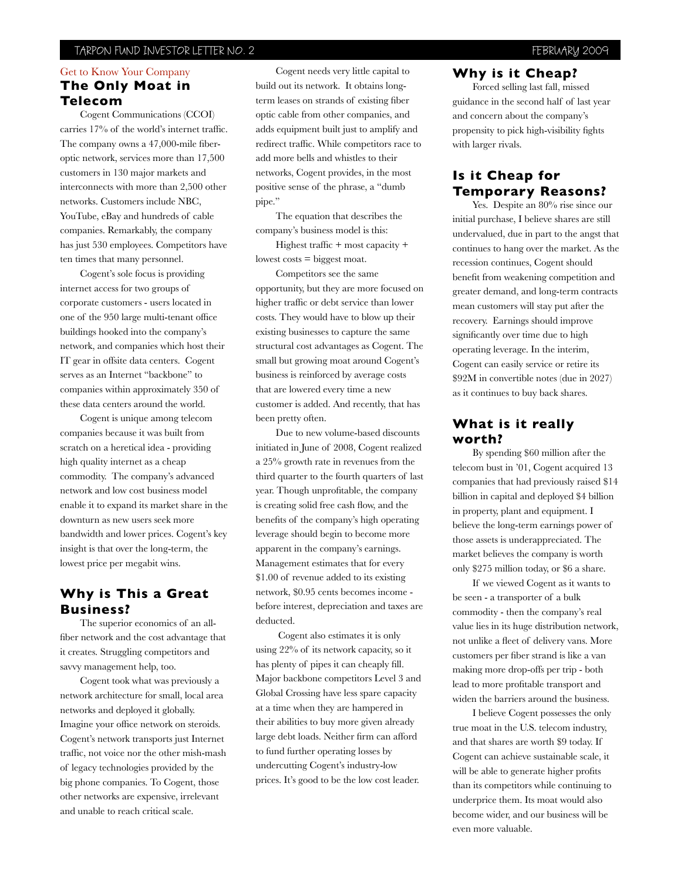Get to Know Your Company

## The Only Moat in Telecom

Cogent Communications (CCOI) carries 17% of the world's internet traffic. The company owns a 47,000-mile fiber-optic network, services more than 17,500 customers in 130 major markets and interconnects with more than 2,500 other networks. Customers include NBC, YouTube, eBay and hundreds of cable companies. Remarkably, the company has just 530 employees. Competitors have ten times that many personnel.

Cogent's sole focus is providing internet access for two groups of corporate customers - users located in one of the 950 large multi-tenant office buildings hooked into the company's network, and companies which host their IT gear in offsite data centers. Cogent serves as an Internet "backbone" to companies within approximately 350 of these data centers around the world.

Cogent is unique among telecom companies because it was built from scratch on a heretical idea - providing high quality internet as a cheap commodity. The company's advanced network and low cost business model enable it to expand its market share in the downturn as new users seek more bandwidth and lower prices. Cogent's key insight is that over the long-term, the lowest price per megabit wins.

## Why is This a Great Business?

The superior economics of an all-fiber network and the cost advantage that it creates. Struggling competitors and savvy management help, too.

Cogent took what was previously a network architecture for small, local area networks and deployed it globally. Imagine your office network on steroids. Cogent's network transports just Internet traffic, not voice nor the other mish-mash of legacy technologies provided by the big phone companies. To Cogent, those other networks are expensive, irrelevant and unable to reach critical scale.

Cogent needs very little capital to build out its network. It obtains long-term leases on strands of existing fiber optic cable from other companies, and adds equipment built just to amplify and redirect traffic. While competitors race to add more bells and whistles to their networks, Cogent provides, in the most positive sense of the phrase, a "dumb pipe."

The equation that describes the company's business model is this:

Highest traffic + most capacity + lowest costs = biggest moat.

Competitors see the same opportunity, but they are more focused on higher traffic or debt service than lower costs. They would have to blow up their existing businesses to capture the same structural cost advantages as Cogent. The small but growing moat around Cogent's business is reinforced by average costs that are lowered every time a new customer is added. And recently, that has been pretty often.

Due to new volume-based discounts initiated in June of 2008, Cogent realized a 25% growth rate in revenues from the third quarter to the fourth quarters of last year. Though unprofitable, the company is creating solid free cash flow, and the benefits of the company's high operating leverage should begin to become more apparent in the company's earnings. Management estimates that for every $1.00 of revenue added to its existing network, $0.95 cents becomes income - before interest, depreciation and taxes are deducted.

Cogent also estimates it is only using 22% of its network capacity, so it has plenty of pipes it can cheaply fill. Major backbone competitors Level 3 and Global Crossing have less spare capacity at a time when they are hampered in their abilities to buy more given already large debt loads. Neither firm can afford to fund further operating losses by undercutting Cogent's industry-low prices. It's good to be the low cost leader.

## Why is it Cheap?

Forced selling last fall, missed guidance in the second half of last year and concern about the company's propensity to pick high-visibility fights with larger rivals.

## Is it Cheap for Temporary Reasons?

Yes. Despite an 80% rise since our initial purchase, I believe shares are still undervalued, due in part to the angst that continues to hang over the market. As the recession continues, Cogent should benefit from weakening competition and greater demand, and long-term contracts mean customers will stay put after the recovery. Earnings should improve significantly over time due to high operating leverage. In the interim, Cogent can easily service or retire its $92M in convertible notes (due in 2027) as it continues to buy back shares.

## What is it really worth?

By spending $60 million after the telecom bust in '01, Cogent acquired 13 companies that had previously raised $14 billion in capital and deployed $4 billion in property, plant and equipment. I believe the long-term earnings power of those assets is underappreciated. The market believes the company is worth only $275 million today, or $6 a share.

If we viewed Cogent as it wants to be seen - a transporter of a bulk commodity - then the company's real value lies in its huge distribution network, not unlike a fleet of delivery vans. More customers per fiber strand is like a van making more drop-offs per trip - both lead to more profitable transport and widen the barriers around the business.

I believe Cogent possesses the only true moat in the U.S. telecom industry, and that shares are worth $9 today. If Cogent can achieve sustainable scale, it will be able to generate higher profits than its competitors while continuing to underprice them. Its moat would also become wider, and our business will be even more valuable.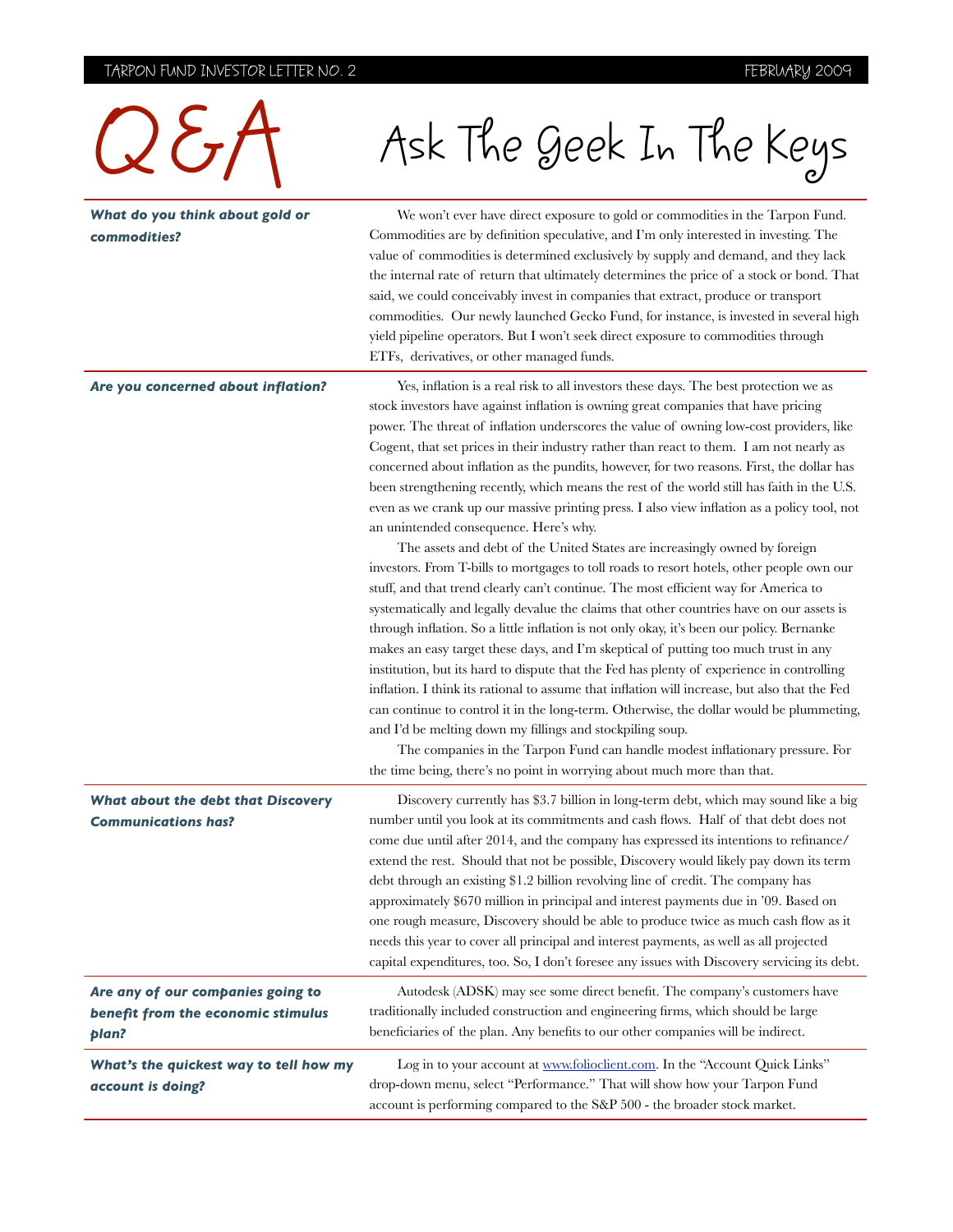# Q&A

# Ask The Geek In The Keys

***What do you think about gold or commodities?***

We won't ever have direct exposure to gold or commodities in the Tarpon Fund. Commodities are by definition speculative, and I'm only interested in investing. The value of commodities is determined exclusively by supply and demand, and they lack the internal rate of return that ultimately determines the price of a stock or bond. That said, we could conceivably invest in companies that extract, produce or transport commodities. Our newly launched Gecko Fund, for instance, is invested in several high yield pipeline operators. But I won't seek direct exposure to commodities through ETFs, derivatives, or other managed funds.

***Are you concerned about inflation?***

Yes, inflation is a real risk to all investors these days. The best protection we as stock investors have against inflation is owning great companies that have pricing power. The threat of inflation underscores the value of owning low-cost providers, like Cogent, that set prices in their industry rather than react to them. I am not nearly as concerned about inflation as the pundits, however, for two reasons. First, the dollar has been strengthening recently, which means the rest of the world still has faith in the U.S. even as we crank up our massive printing press. I also view inflation as a policy tool, not an unintended consequence. Here's why.

The assets and debt of the United States are increasingly owned by foreign investors. From T-bills to mortgages to toll roads to resort hotels, other people own our stuff, and that trend clearly can't continue. The most efficient way for America to systematically and legally devalue the claims that other countries have on our assets is through inflation. So a little inflation is not only okay, it's been our policy. Bernanke makes an easy target these days, and I'm skeptical of putting too much trust in any institution, but its hard to dispute that the Fed has plenty of experience in controlling inflation. I think its rational to assume that inflation will increase, but also that the Fed can continue to control it in the long-term. Otherwise, the dollar would be plummeting, and I'd be melting down my fillings and stockpiling soup.

The companies in the Tarpon Fund can handle modest inflationary pressure. For the time being, there's no point in worrying about much more than that.

***What about the debt that Discovery Communications has?***

Discovery currently has $3.7 billion in long-term debt, which may sound like a big number until you look at its commitments and cash flows. Half of that debt does not come due until after 2014, and the company has expressed its intentions to refinance/extend the rest. Should that not be possible, Discovery would likely pay down its term debt through an existing $1.2 billion revolving line of credit. The company has approximately $670 million in principal and interest payments due in '09. Based on one rough measure, Discovery should be able to produce twice as much cash flow as it needs this year to cover all principal and interest payments, as well as all projected capital expenditures, too. So, I don't foresee any issues with Discovery servicing its debt.

***Are any of our companies going to benefit from the economic stimulus plan?***

Autodesk (ADSK) may see some direct benefit. The company's customers have traditionally included construction and engineering firms, which should be large beneficiaries of the plan. Any benefits to our other companies will be indirect.

***What's the quickest way to tell how my account is doing?***

Log in to your account at [www.folioclient.com](http://www.folioclient.com). In the "Account Quick Links" drop-down menu, select "Performance." That will show how your Tarpon Fund account is performing compared to the S&P 500 - the broader stock market.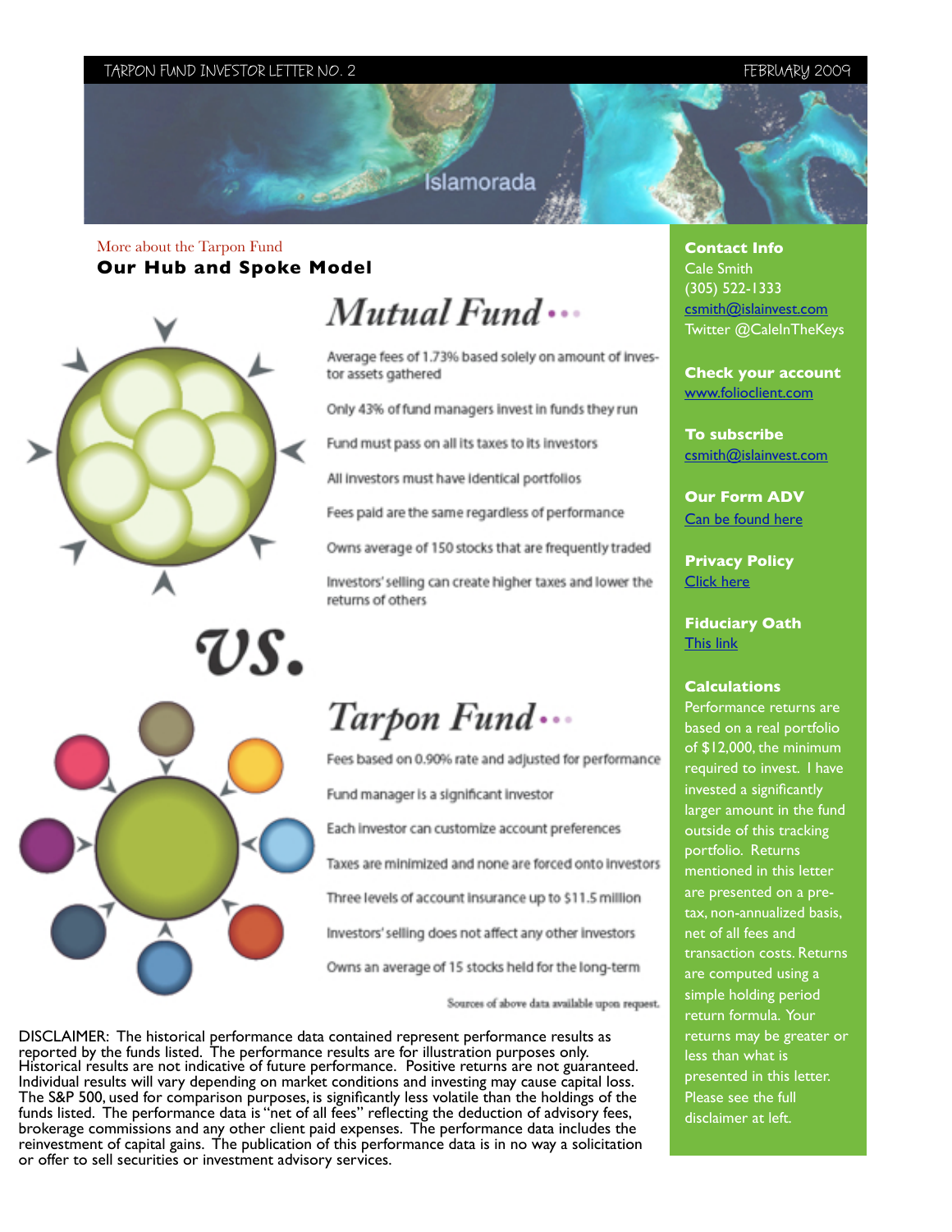More about the Tarpon Fund

## Our Hub and Spoke Model

### Mutual Fund

Average fees of 1.73% based solely on amount of investor assets gathered

Only 43% of fund managers invest in funds they run

Fund must pass on all its taxes to its investors

All investors must have identical portfolios

Fees paid are the same regardless of performance

Owns average of 150 stocks that are frequently traded

Investors' selling can create higher taxes and lower the returns of others

*VS.*

### Tarpon Fund

Fees based on 0.90% rate and adjusted for performance

Fund manager is a significant investor

Each investor can customize account preferences

Taxes are minimized and none are forced onto investors

Three levels of account insurance up to $11.5 million

Investors' selling does not affect any other investors

Owns an average of 15 stocks held for the long-term

Sources of above data available upon request.

DISCLAIMER: The historical performance data contained represent performance results as reported by the funds listed. The performance results are for illustration purposes only. Historical results are not indicative of future performance. Positive returns are not guaranteed. Individual results will vary depending on market conditions and investing may cause capital loss. The S&P 500, used for comparison purposes, is significantly less volatile than the holdings of the funds listed. The performance data is "net of all fees" reflecting the deduction of advisory fees, brokerage commissions and any other client paid expenses. The performance data includes the reinvestment of capital gains. The publication of this performance data is in no way a solicitation or offer to sell securities or investment advisory services.

**Contact Info**
Cale Smith
(305) 522-1333
csmith@islainvest.com
Twitter @CaleInTheKeys

**Check your account**
www.folioclient.com

**To subscribe**
csmith@islainvest.com

**Our Form ADV**
Can be found here

**Privacy Policy**
Click here

**Fiduciary Oath**
This link

**Calculations**
Performance returns are based on a real portfolio of $12,000, the minimum required to invest. I have invested a significantly larger amount in the fund outside of this tracking portfolio. Returns mentioned in this letter are presented on a pre-tax, non-annualized basis, net of all fees and transaction costs. Returns are computed using a simple holding period return formula. Your returns may be greater or less than what is presented in this letter. Please see the full disclaimer at left.